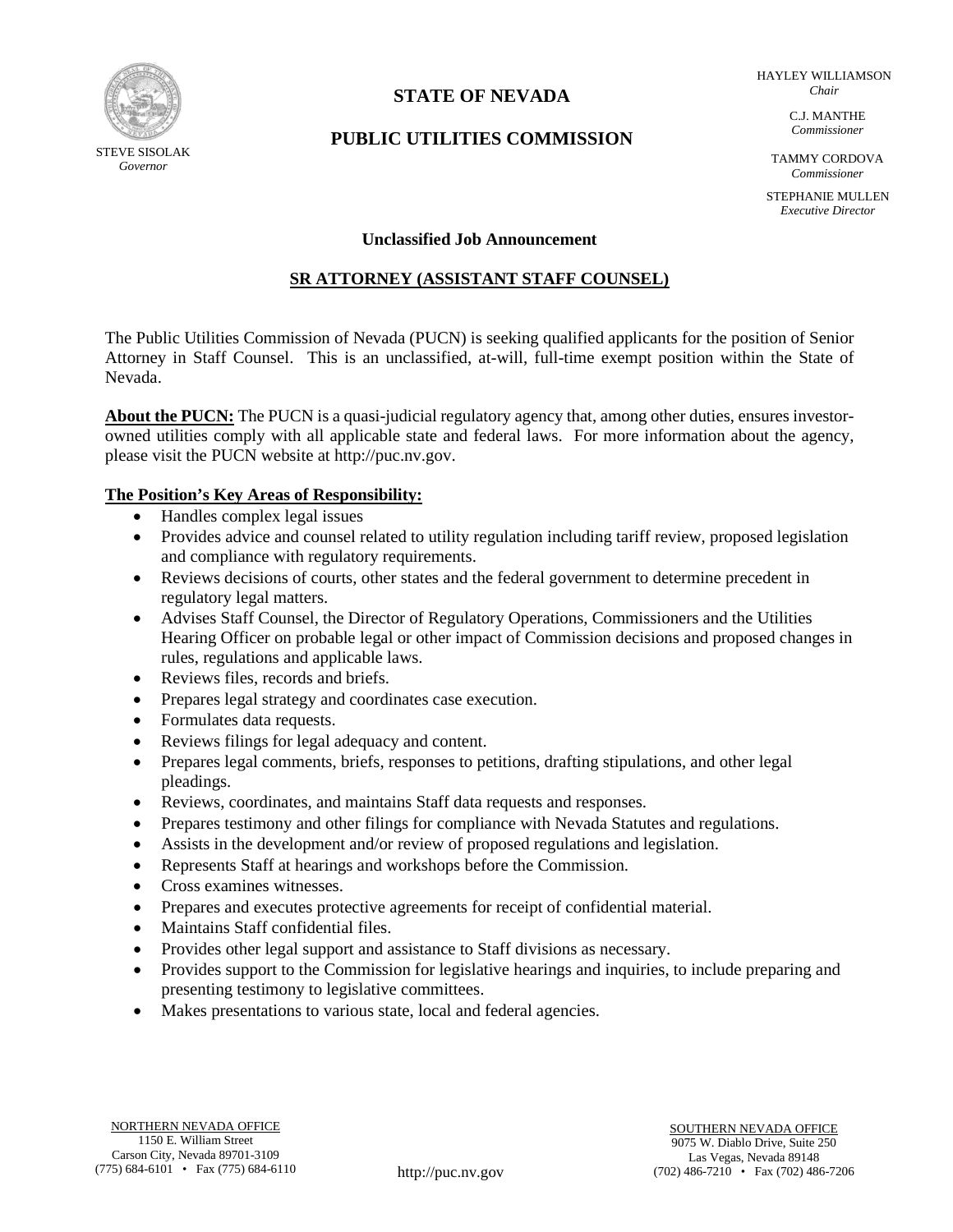STEVE SISOLAK
*Governor*

# STATE OF NEVADA

# PUBLIC UTILITIES COMMISSION

HAYLEY WILLIAMSON
*Chair*

C.J. MANTHE
*Commissioner*

TAMMY CORDOVA
*Commissioner*

STEPHANIE MULLEN
*Executive Director*

**Unclassified Job Announcement**

## SR ATTORNEY (ASSISTANT STAFF COUNSEL)

The Public Utilities Commission of Nevada (PUCN) is seeking qualified applicants for the position of Senior Attorney in Staff Counsel. This is an unclassified, at-will, full-time exempt position within the State of Nevada.

**About the PUCN:** The PUCN is a quasi-judicial regulatory agency that, among other duties, ensures investor-owned utilities comply with all applicable state and federal laws. For more information about the agency, please visit the PUCN website at http://puc.nv.gov.

**The Position's Key Areas of Responsibility:**

- Handles complex legal issues
- Provides advice and counsel related to utility regulation including tariff review, proposed legislation and compliance with regulatory requirements.
- Reviews decisions of courts, other states and the federal government to determine precedent in regulatory legal matters.
- Advises Staff Counsel, the Director of Regulatory Operations, Commissioners and the Utilities Hearing Officer on probable legal or other impact of Commission decisions and proposed changes in rules, regulations and applicable laws.
- Reviews files, records and briefs.
- Prepares legal strategy and coordinates case execution.
- Formulates data requests.
- Reviews filings for legal adequacy and content.
- Prepares legal comments, briefs, responses to petitions, drafting stipulations, and other legal pleadings.
- Reviews, coordinates, and maintains Staff data requests and responses.
- Prepares testimony and other filings for compliance with Nevada Statutes and regulations.
- Assists in the development and/or review of proposed regulations and legislation.
- Represents Staff at hearings and workshops before the Commission.
- Cross examines witnesses.
- Prepares and executes protective agreements for receipt of confidential material.
- Maintains Staff confidential files.
- Provides other legal support and assistance to Staff divisions as necessary.
- Provides support to the Commission for legislative hearings and inquiries, to include preparing and presenting testimony to legislative committees.
- Makes presentations to various state, local and federal agencies.

NORTHERN NEVADA OFFICE
1150 E. William Street
Carson City, Nevada 89701-3109
(775) 684-6101 • Fax (775) 684-6110

http://puc.nv.gov

SOUTHERN NEVADA OFFICE
9075 W. Diablo Drive, Suite 250
Las Vegas, Nevada 89148
(702) 486-7210 • Fax (702) 486-7206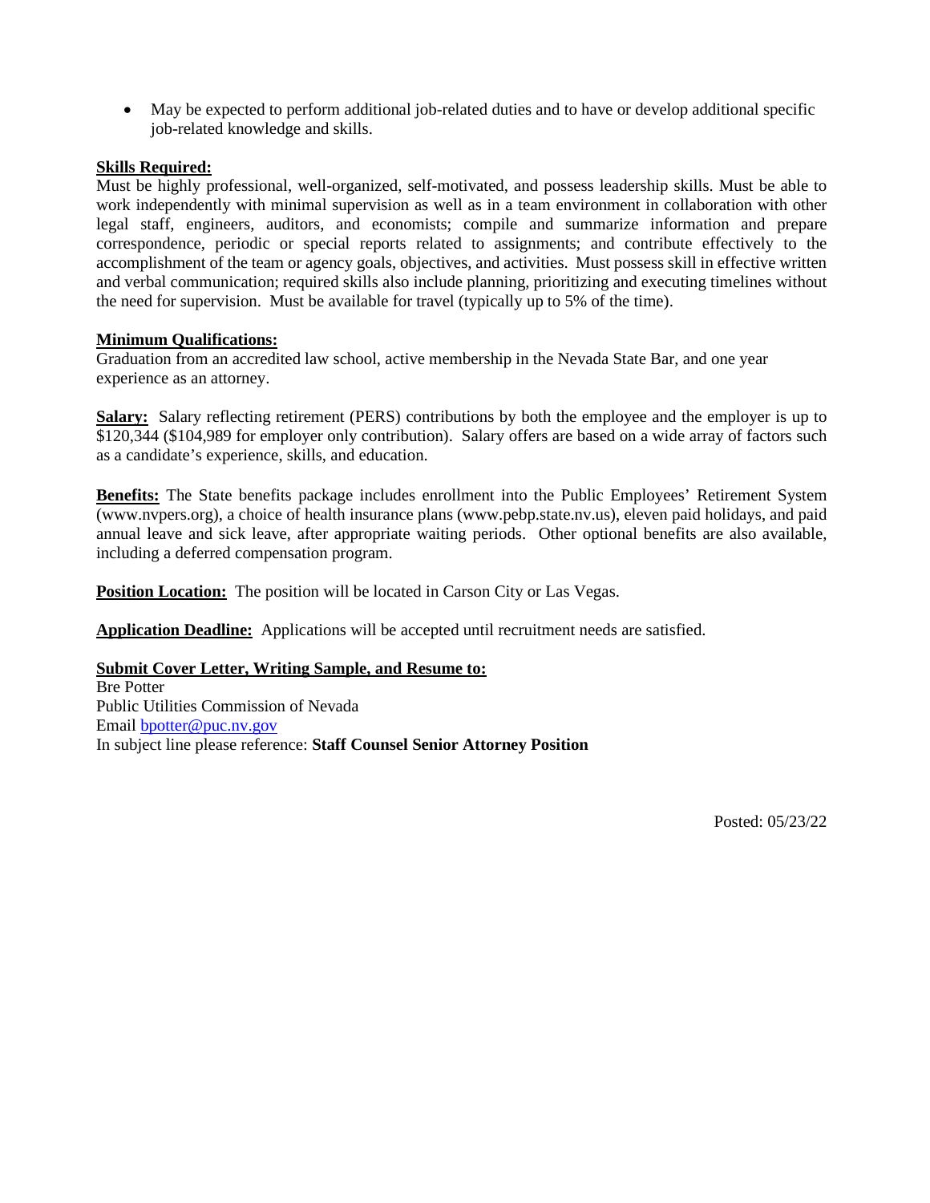- May be expected to perform additional job-related duties and to have or develop additional specific job-related knowledge and skills.

**Skills Required:**
Must be highly professional, well-organized, self-motivated, and possess leadership skills. Must be able to work independently with minimal supervision as well as in a team environment in collaboration with other legal staff, engineers, auditors, and economists; compile and summarize information and prepare correspondence, periodic or special reports related to assignments; and contribute effectively to the accomplishment of the team or agency goals, objectives, and activities. Must possess skill in effective written and verbal communication; required skills also include planning, prioritizing and executing timelines without the need for supervision. Must be available for travel (typically up to 5% of the time).

**Minimum Qualifications:**
Graduation from an accredited law school, active membership in the Nevada State Bar, and one year experience as an attorney.

**Salary:** Salary reflecting retirement (PERS) contributions by both the employee and the employer is up to $120,344 ($104,989 for employer only contribution). Salary offers are based on a wide array of factors such as a candidate's experience, skills, and education.

**Benefits:** The State benefits package includes enrollment into the Public Employees' Retirement System (www.nvpers.org), a choice of health insurance plans (www.pebp.state.nv.us), eleven paid holidays, and paid annual leave and sick leave, after appropriate waiting periods. Other optional benefits are also available, including a deferred compensation program.

**Position Location:** The position will be located in Carson City or Las Vegas.

**Application Deadline:** Applications will be accepted until recruitment needs are satisfied.

**Submit Cover Letter, Writing Sample, and Resume to:**
Bre Potter
Public Utilities Commission of Nevada
Email bpotter@puc.nv.gov
In subject line please reference: **Staff Counsel Senior Attorney Position**

Posted: 05/23/22